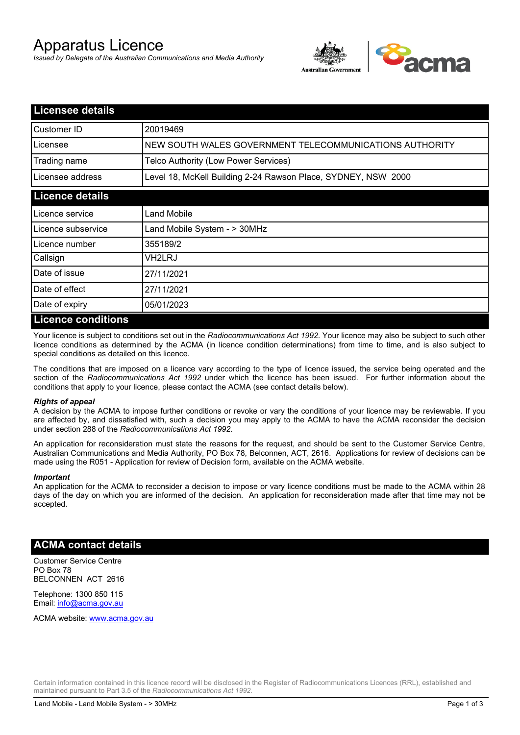# Apparatus Licence

*Issued by Delegate of the Australian Communications and Media Authority*

## Licensee details

| | |
|---|---|
| Customer ID | 20019469 |
| Licensee | NEW SOUTH WALES GOVERNMENT TELECOMMUNICATIONS AUTHORITY |
| Trading name | Telco Authority (Low Power Services) |
| Licensee address | Level 18, McKell Building 2-24 Rawson Place, SYDNEY, NSW 2000 |

## Licence details

| | |
|---|---|
| Licence service | Land Mobile |
| Licence subservice | Land Mobile System - > 30MHz |
| Licence number | 355189/2 |
| Callsign | VH2LRJ |
| Date of issue | 27/11/2021 |
| Date of effect | 27/11/2021 |
| Date of expiry | 05/01/2023 |

## Licence conditions

Your licence is subject to conditions set out in the *Radiocommunications Act 1992*. Your licence may also be subject to such other licence conditions as determined by the ACMA (in licence condition determinations) from time to time, and is also subject to special conditions as detailed on this licence.

The conditions that are imposed on a licence vary according to the type of licence issued, the service being operated and the section of the *Radiocommunications Act 1992* under which the licence has been issued. For further information about the conditions that apply to your licence, please contact the ACMA (see contact details below).

***Rights of appeal***

A decision by the ACMA to impose further conditions or revoke or vary the conditions of your licence may be reviewable. If you are affected by, and dissatisfied with, such a decision you may apply to the ACMA to have the ACMA reconsider the decision under section 288 of the *Radiocommunications Act 1992*.

An application for reconsideration must state the reasons for the request, and should be sent to the Customer Service Centre, Australian Communications and Media Authority, PO Box 78, Belconnen, ACT, 2616. Applications for review of decisions can be made using the R051 - Application for review of Decision form, available on the ACMA website.

***Important***

An application for the ACMA to reconsider a decision to impose or vary licence conditions must be made to the ACMA within 28 days of the day on which you are informed of the decision. An application for reconsideration made after that time may not be accepted.

## ACMA contact details

Customer Service Centre
PO Box 78
BELCONNEN ACT 2616

Telephone: 1300 850 115
Email: info@acma.gov.au

ACMA website: www.acma.gov.au

Certain information contained in this licence record will be disclosed in the Register of Radiocommunications Licences (RRL), established and maintained pursuant to Part 3.5 of the *Radiocommunications Act 1992.*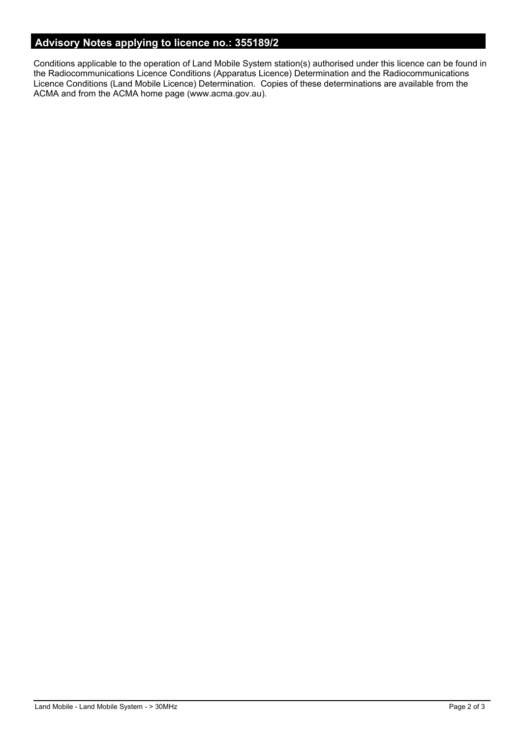## Advisory Notes applying to licence no.: 355189/2

Conditions applicable to the operation of Land Mobile System station(s) authorised under this licence can be found in the Radiocommunications Licence Conditions (Apparatus Licence) Determination and the Radiocommunications Licence Conditions (Land Mobile Licence) Determination. Copies of these determinations are available from the ACMA and from the ACMA home page (www.acma.gov.au).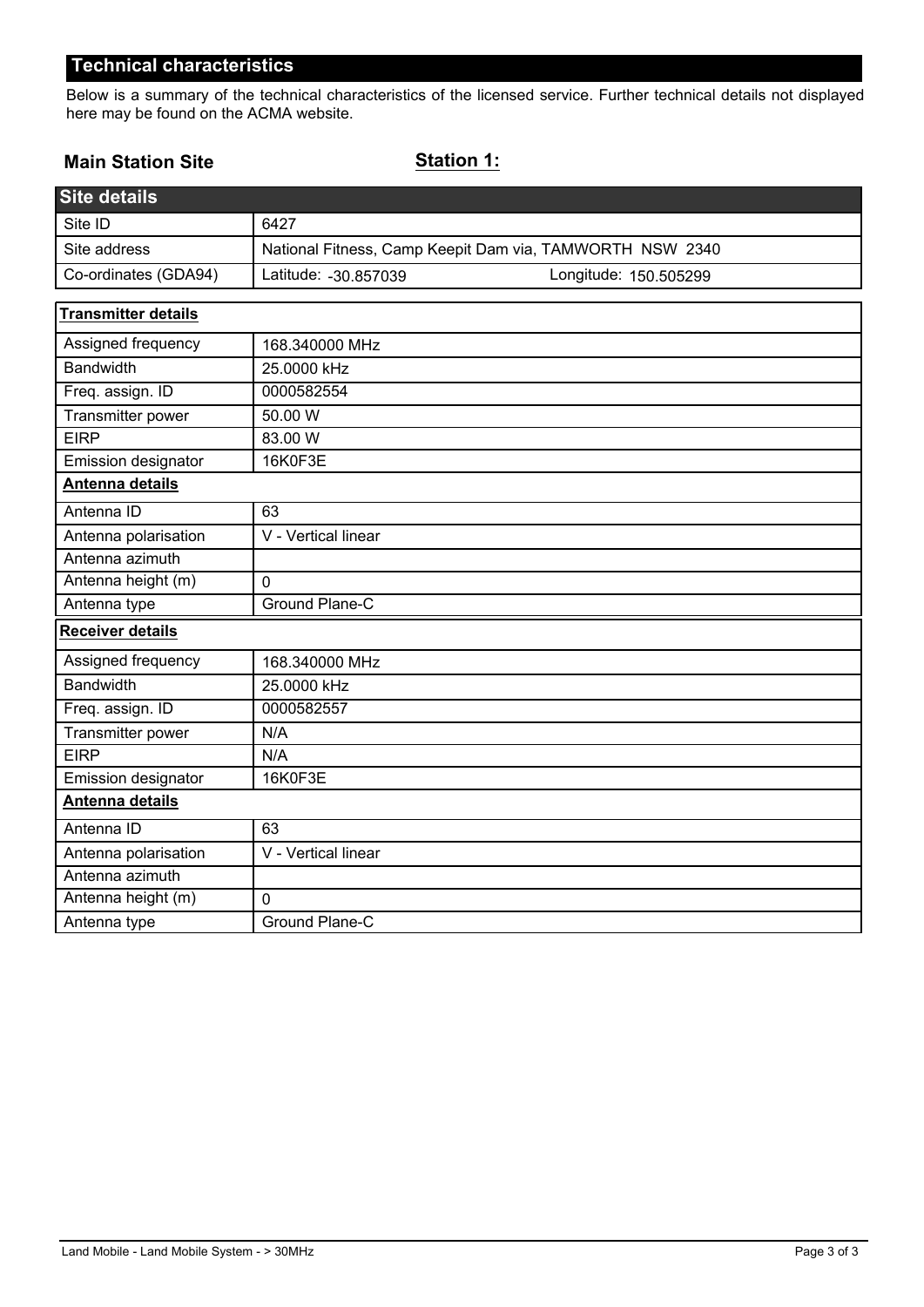## Technical characteristics

Below is a summary of the technical characteristics of the licensed service. Further technical details not displayed here may be found on the ACMA website.

**Main Station Site** **Station 1:**

| Site details | | |
|---|---|---|
| Site ID | 6427 | |
| Site address | National Fitness, Camp Keepit Dam via, TAMWORTH NSW 2340 | |
| Co-ordinates (GDA94) | Latitude: -30.857039 | Longitude: 150.505299 |

| Transmitter details | |
|---|---|
| Assigned frequency | 168.340000 MHz |
| Bandwidth | 25.0000 kHz |
| Freq. assign. ID | 0000582554 |
| Transmitter power | 50.00 W |
| EIRP | 83.00 W |
| Emission designator | 16K0F3E |
| **Antenna details** | |
| Antenna ID | 63 |
| Antenna polarisation | V - Vertical linear |
| Antenna azimuth | |
| Antenna height (m) | 0 |
| Antenna type | Ground Plane-C |

| Receiver details | |
|---|---|
| Assigned frequency | 168.340000 MHz |
| Bandwidth | 25.0000 kHz |
| Freq. assign. ID | 0000582557 |
| Transmitter power | N/A |
| EIRP | N/A |
| Emission designator | 16K0F3E |
| **Antenna details** | |
| Antenna ID | 63 |
| Antenna polarisation | V - Vertical linear |
| Antenna azimuth | |
| Antenna height (m) | 0 |
| Antenna type | Ground Plane-C |

Land Mobile - Land Mobile System - > 30MHz